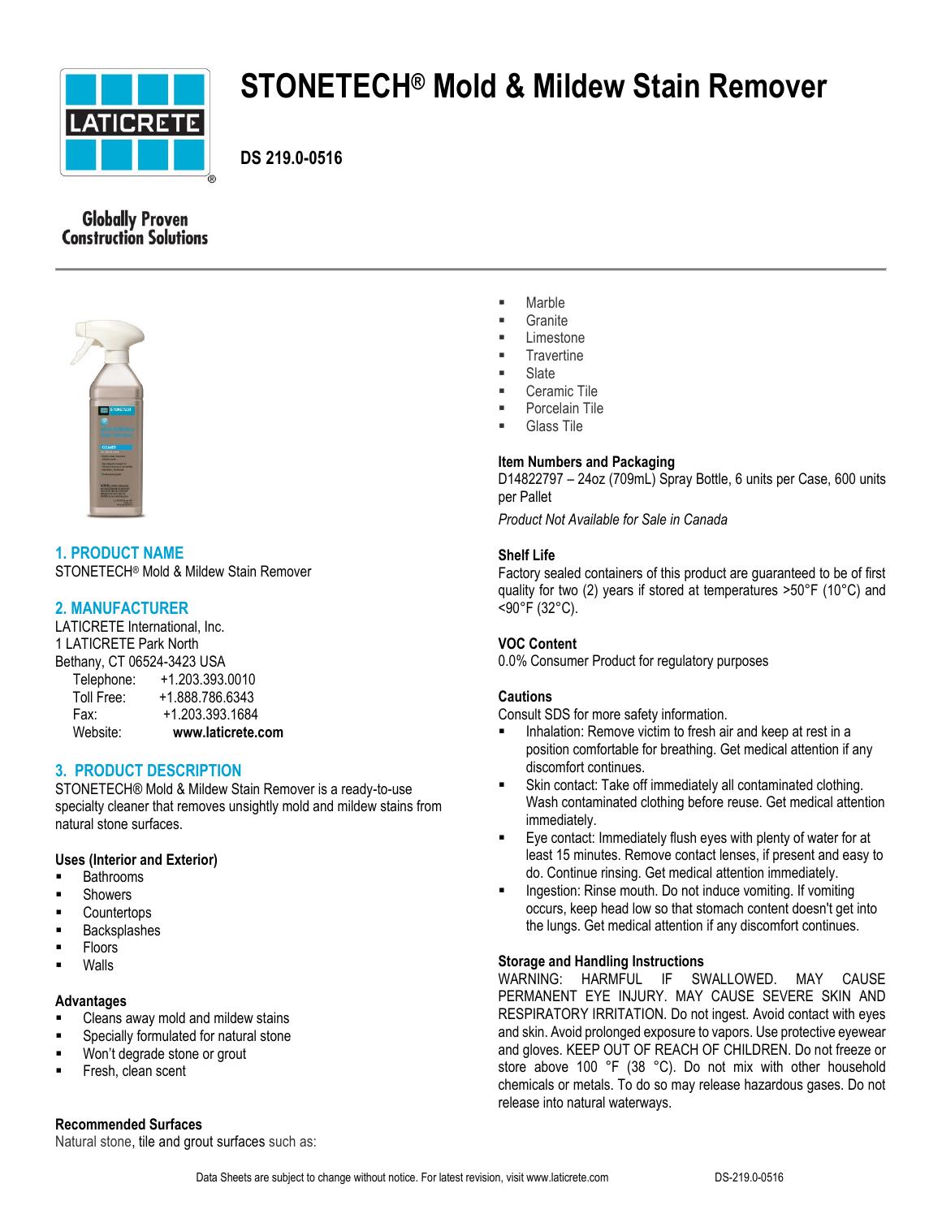# STONETECH® Mold & Mildew Stain Remover

**DS 219.0-0516**

## 1. PRODUCT NAME

STONETECH® Mold & Mildew Stain Remover

## 2. MANUFACTURER

LATICRETE International, Inc.
1 LATICRETE Park North
Bethany, CT 06524-3423 USA

Telephone: +1.203.393.0010
Toll Free: +1.888.786.6343
Fax: +1.203.393.1684
Website: **www.laticrete.com**

## 3. PRODUCT DESCRIPTION

STONETECH® Mold & Mildew Stain Remover is a ready-to-use specialty cleaner that removes unsightly mold and mildew stains from natural stone surfaces.

### Uses (Interior and Exterior)

- Bathrooms
- Showers
- Countertops
- Backsplashes
- Floors
- Walls

### Advantages

- Cleans away mold and mildew stains
- Specially formulated for natural stone
- Won't degrade stone or grout
- Fresh, clean scent

### Recommended Surfaces

Natural stone, tile and grout surfaces such as:

- Marble
- Granite
- Limestone
- Travertine
- Slate
- Ceramic Tile
- Porcelain Tile
- Glass Tile

### Item Numbers and Packaging

D14822797 – 24oz (709mL) Spray Bottle, 6 units per Case, 600 units per Pallet

*Product Not Available for Sale in Canada*

### Shelf Life

Factory sealed containers of this product are guaranteed to be of first quality for two (2) years if stored at temperatures >50°F (10°C) and <90°F (32°C).

### VOC Content

0.0% Consumer Product for regulatory purposes

### Cautions

Consult SDS for more safety information.

- Inhalation: Remove victim to fresh air and keep at rest in a position comfortable for breathing. Get medical attention if any discomfort continues.
- Skin contact: Take off immediately all contaminated clothing. Wash contaminated clothing before reuse. Get medical attention immediately.
- Eye contact: Immediately flush eyes with plenty of water for at least 15 minutes. Remove contact lenses, if present and easy to do. Continue rinsing. Get medical attention immediately.
- Ingestion: Rinse mouth. Do not induce vomiting. If vomiting occurs, keep head low so that stomach content doesn't get into the lungs. Get medical attention if any discomfort continues.

### Storage and Handling Instructions

WARNING: HARMFUL IF SWALLOWED. MAY CAUSE PERMANENT EYE INJURY. MAY CAUSE SEVERE SKIN AND RESPIRATORY IRRITATION. Do not ingest. Avoid contact with eyes and skin. Avoid prolonged exposure to vapors. Use protective eyewear and gloves. KEEP OUT OF REACH OF CHILDREN. Do not freeze or store above 100 °F (38 °C). Do not mix with other household chemicals or metals. To do so may release hazardous gases. Do not release into natural waterways.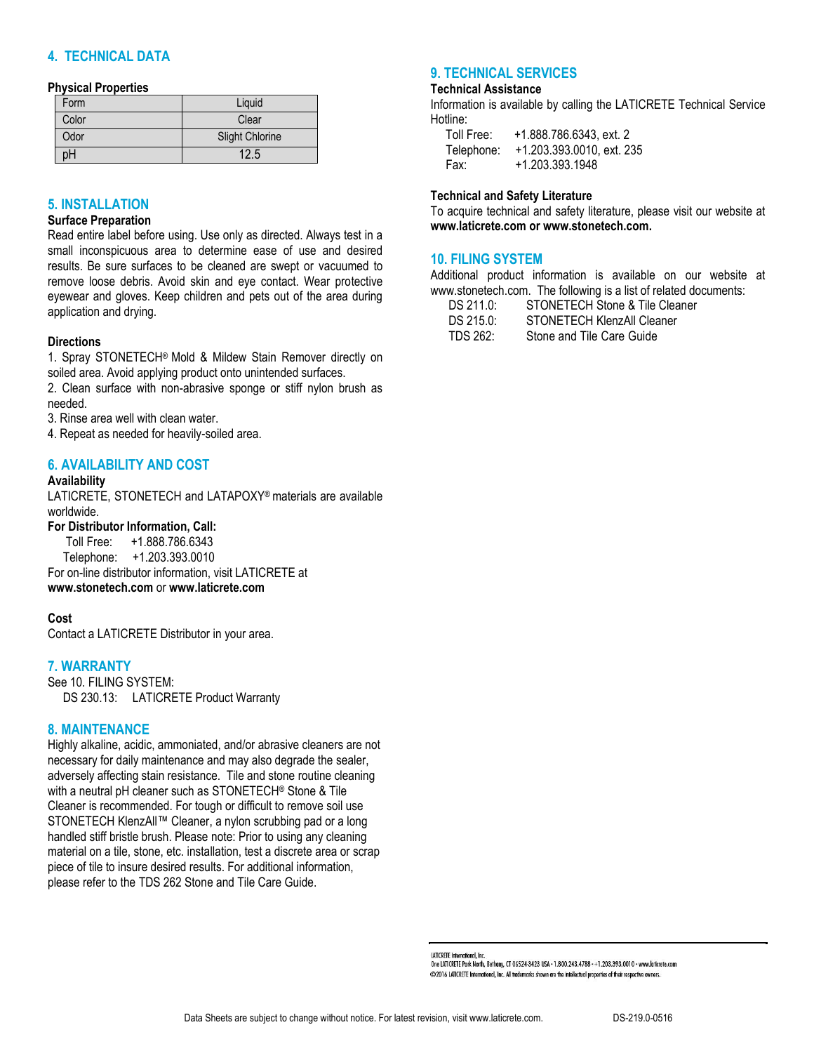## 4. TECHNICAL DATA

**Physical Properties**

| | |
|---|---|
| Form | Liquid |
| Color | Clear |
| Odor | Slight Chlorine |
| pH | 12.5 |

## 5. INSTALLATION

**Surface Preparation**

Read entire label before using. Use only as directed. Always test in a small inconspicuous area to determine ease of use and desired results. Be sure surfaces to be cleaned are swept or vacuumed to remove loose debris. Avoid skin and eye contact. Wear protective eyewear and gloves. Keep children and pets out of the area during application and drying.

**Directions**

1. Spray STONETECH® Mold & Mildew Stain Remover directly on soiled area. Avoid applying product onto unintended surfaces.
2. Clean surface with non-abrasive sponge or stiff nylon brush as needed.
3. Rinse area well with clean water.
4. Repeat as needed for heavily-soiled area.

## 6. AVAILABILITY AND COST

**Availability**

LATICRETE, STONETECH and LATAPOXY® materials are available worldwide.

**For Distributor Information, Call:**

Toll Free: +1.888.786.6343
Telephone: +1.203.393.0010

For on-line distributor information, visit LATICRETE at **www.stonetech.com** or **www.laticrete.com**

**Cost**

Contact a LATICRETE Distributor in your area.

## 7. WARRANTY

See 10. FILING SYSTEM:
DS 230.13: LATICRETE Product Warranty

## 8. MAINTENANCE

Highly alkaline, acidic, ammoniated, and/or abrasive cleaners are not necessary for daily maintenance and may also degrade the sealer, adversely affecting stain resistance. Tile and stone routine cleaning with a neutral pH cleaner such as STONETECH® Stone & Tile Cleaner is recommended. For tough or difficult to remove soil use STONETECH KlenzAll™ Cleaner, a nylon scrubbing pad or a long handled stiff bristle brush. Please note: Prior to using any cleaning material on a tile, stone, etc. installation, test a discrete area or scrap piece of tile to insure desired results. For additional information, please refer to the TDS 262 Stone and Tile Care Guide.

## 9. TECHNICAL SERVICES

**Technical Assistance**

Information is available by calling the LATICRETE Technical Service Hotline:

Toll Free: +1.888.786.6343, ext. 2
Telephone: +1.203.393.0010, ext. 235
Fax: +1.203.393.1948

**Technical and Safety Literature**

To acquire technical and safety literature, please visit our website at **www.laticrete.com or www.stonetech.com.**

## 10. FILING SYSTEM

Additional product information is available on our website at www.stonetech.com. The following is a list of related documents:

DS 211.0: STONETECH Stone & Tile Cleaner
DS 215.0: STONETECH KlenzAll Cleaner
TDS 262: Stone and Tile Care Guide

LATICRETE International, Inc.
One LATICRETE Park North, Bethany, CT 06524-3423 USA • 1.800.243.4788 • +1.203.393.0010 • www.laticrete.com
©2016 LATICRETE International, Inc. All trademarks shown are the intellectual properties of their respective owners.

Data Sheets are subject to change without notice. For latest revision, visit www.laticrete.com. DS-219.0-0516